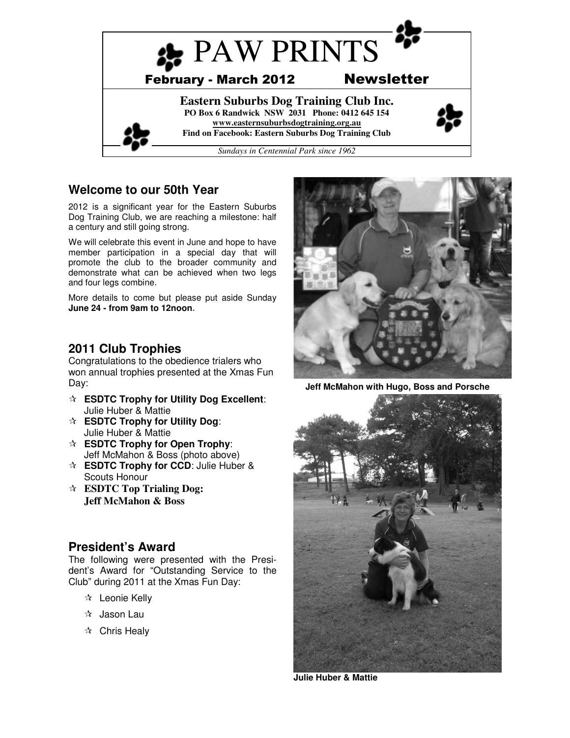# PAW PRINTS

**February - March 2012 Newsletter**

**Eastern Suburbs Dog Training Club Inc.**

**PO Box 6 Randwick NSW 2031 Phone: 0412 645 154**

**www.easternsuburbsdogtraining.org.au**

**Find on Facebook: Eastern Suburbs Dog Training Club**

*Sundays in Centennial Park since 1962*

## Welcome to our 50th Year

2012 is a significant year for the Eastern Suburbs Dog Training Club, we are reaching a milestone: half a century and still going strong.

We will celebrate this event in June and hope to have member participation in a special day that will promote the club to the broader community and demonstrate what can be achieved when two legs and four legs combine.

More details to come but please put aside Sunday **June 24 - from 9am to 12noon.**

## 2011 Club Trophies

Congratulations to the obedience trialers who won annual trophies presented at the Xmas Fun Day:

- **ESDTC Trophy for Utility Dog Excellent**: Julie Huber & Mattie
- **ESDTC Trophy for Utility Dog**: Julie Huber & Mattie
- **ESDTC Trophy for Open Trophy**: Jeff McMahon & Boss (photo above)
- **ESDTC Trophy for CCD**: Julie Huber & Scouts Honour
- **ESDTC Top Trialing Dog: Jeff McMahon & Boss**

## President's Award

The following were presented with the President's Award for "Outstanding Service to the Club" during 2011 at the Xmas Fun Day:

- Leonie Kelly
- Jason Lau
- Chris Healy

**Jeff McMahon with Hugo, Boss and Porsche**

**Julie Huber & Mattie**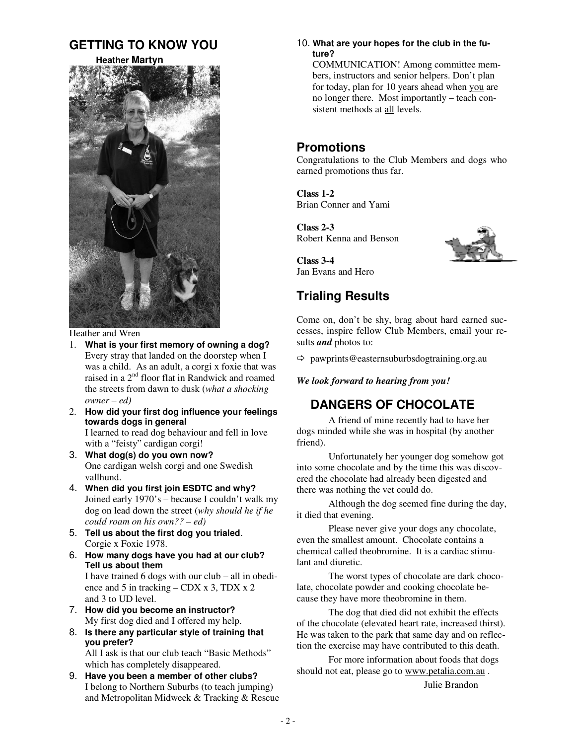## GETTING TO KNOW YOU

**Heather Martyn**

Heather and Wren

1. **What is your first memory of owning a dog?**
   Every stray that landed on the doorstep when I was a child. As an adult, a corgi x foxie that was raised in a 2nd floor flat in Randwick and roamed the streets from dawn to dusk (*what a shocking owner – ed)*
2. **How did your first dog influence your feelings towards dogs in general**
   I learned to read dog behaviour and fell in love with a "feisty" cardigan corgi!
3. **What dog(s) do you own now?**
   One cardigan welsh corgi and one Swedish vallhund.
4. **When did you first join ESDTC and why?**
   Joined early 1970's – because I couldn't walk my dog on lead down the street (*why should he if he could roam on his own?? – ed)*
5. **Tell us about the first dog you trialed**.
   Corgie x Foxie 1978.
6. **How many dogs have you had at our club? Tell us about them**
   I have trained 6 dogs with our club – all in obedience and 5 in tracking – CDX x 3, TDX x 2 and 3 to UD level.
7. **How did you become an instructor?**
   My first dog died and I offered my help.
8. **Is there any particular style of training that you prefer?**
   All I ask is that our club teach "Basic Methods" which has completely disappeared.
9. **Have you been a member of other clubs?**
   I belong to Northern Suburbs (to teach jumping) and Metropolitan Midweek & Tracking & Rescue
10. **What are your hopes for the club in the future?**
    COMMUNICATION! Among committee members, instructors and senior helpers. Don't plan for today, plan for 10 years ahead when you are no longer there. Most importantly – teach consistent methods at all levels.

## Promotions

Congratulations to the Club Members and dogs who earned promotions thus far.

**Class 1-2**
Brian Conner and Yami

**Class 2-3**
Robert Kenna and Benson

**Class 3-4**
Jan Evans and Hero

## Trialing Results

Come on, don't be shy, brag about hard earned successes, inspire fellow Club Members, email your results ***and*** photos to:

⇨ pawprints@easternsuburbsdogtraining.org.au

***We look forward to hearing from you!***

## DANGERS OF CHOCOLATE

A friend of mine recently had to have her dogs minded while she was in hospital (by another friend).

Unfortunately her younger dog somehow got into some chocolate and by the time this was discovered the chocolate had already been digested and there was nothing the vet could do.

Although the dog seemed fine during the day, it died that evening.

Please never give your dogs any chocolate, even the smallest amount. Chocolate contains a chemical called theobromine. It is a cardiac stimulant and diuretic.

The worst types of chocolate are dark chocolate, chocolate powder and cooking chocolate because they have more theobromine in them.

The dog that died did not exhibit the effects of the chocolate (elevated heart rate, increased thirst). He was taken to the park that same day and on reflection the exercise may have contributed to this death.

For more information about foods that dogs should not eat, please go to www.petalia.com.au .

Julie Brandon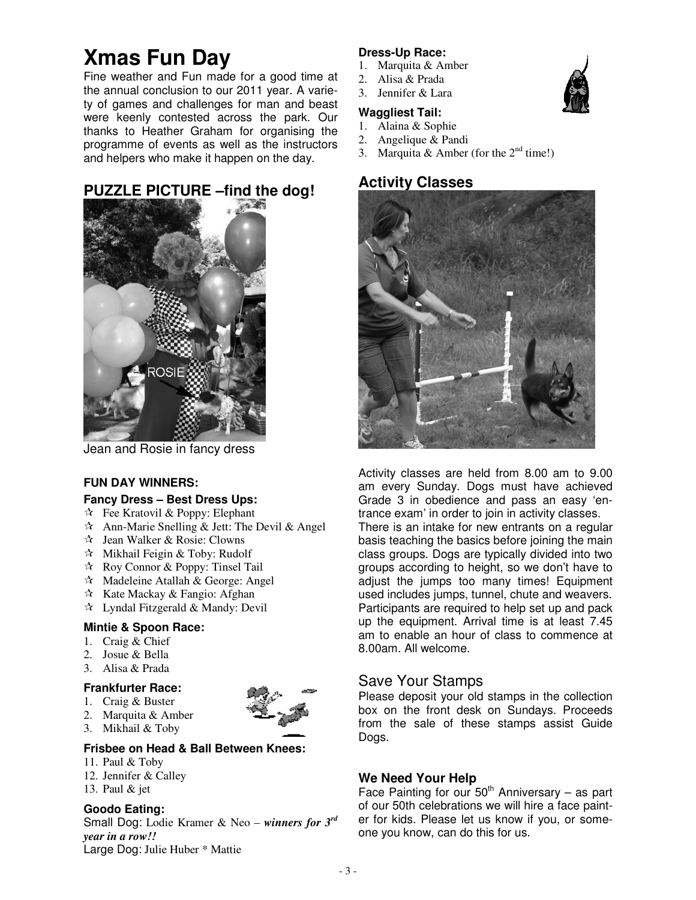# Xmas Fun Day

Fine weather and Fun made for a good time at the annual conclusion to our 2011 year. A variety of games and challenges for man and beast were keenly contested across the park. Our thanks to Heather Graham for organising the programme of events as well as the instructors and helpers who make it happen on the day.

## PUZZLE PICTURE –find the dog!

Jean and Rosie in fancy dress

### FUN DAY WINNERS:

#### Fancy Dress – Best Dress Ups:

- ☆ Fee Kratovil & Poppy: Elephant
- ☆ Ann-Marie Snelling & Jett: The Devil & Angel
- ☆ Jean Walker & Rosie: Clowns
- ☆ Mikhail Feigin & Toby: Rudolf
- ☆ Roy Connor & Poppy: Tinsel Tail
- ☆ Madeleine Atallah & George: Angel
- ☆ Kate Mackay & Fangio: Afghan
- ☆ Lyndal Fitzgerald & Mandy: Devil

#### Mintie & Spoon Race:

1. Craig & Chief
2. Josue & Bella
3. Alisa & Prada

#### Frankfurter Race:

1. Craig & Buster
2. Marquita & Amber
3. Mikhail & Toby

#### Frisbee on Head & Ball Between Knees:

11. Paul & Toby
12. Jennifer & Calley
13. Paul & jet

#### Goodo Eating:

Small Dog: Lodie Kramer & Neo – ***winners for 3rd year in a row!!***
Large Dog: Julie Huber * Mattie

#### Dress-Up Race:

1. Marquita & Amber
2. Alisa & Prada
3. Jennifer & Lara

#### Waggliest Tail:

1. Alaina & Sophie
2. Angelique & Pandi
3. Marquita & Amber (for the 2nd time!)

## Activity Classes

Activity classes are held from 8.00 am to 9.00 am every Sunday. Dogs must have achieved Grade 3 in obedience and pass an easy 'entrance exam' in order to join in activity classes.
There is an intake for new entrants on a regular basis teaching the basics before joining the main class groups. Dogs are typically divided into two groups according to height, so we don't have to adjust the jumps too many times! Equipment used includes jumps, tunnel, chute and weavers. Participants are required to help set up and pack up the equipment. Arrival time is at least 7.45 am to enable an hour of class to commence at 8.00am. All welcome.

## Save Your Stamps

Please deposit your old stamps in the collection box on the front desk on Sundays. Proceeds from the sale of these stamps assist Guide Dogs.

### We Need Your Help

Face Painting for our 50th Anniversary – as part of our 50th celebrations we will hire a face painter for kids. Please let us know if you, or someone you know, can do this for us.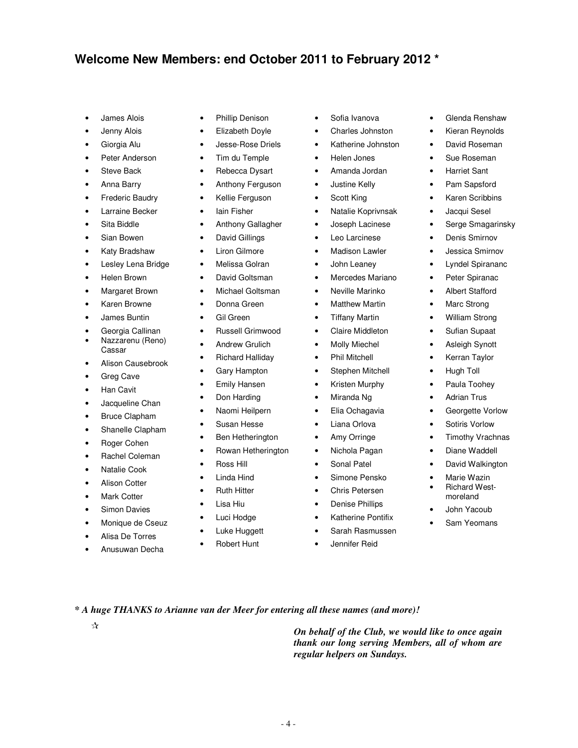## Welcome New Members: end October 2011 to February 2012 *

- James Alois
- Jenny Alois
- Giorgia Alu
- Peter Anderson
- Steve Back
- Anna Barry
- Frederic Baudry
- Larraine Becker
- Sita Biddle
- Sian Bowen
- Katy Bradshaw
- Lesley Lena Bridge
- Helen Brown
- Margaret Brown
- Karen Browne
- James Buntin
- Georgia Callinan
- Nazzarenu (Reno) Cassar
- Alison Causebrook
- Greg Cave
- Han Cavit
- Jacqueline Chan
- Bruce Clapham
- Shanelle Clapham
- Roger Cohen
- Rachel Coleman
- Natalie Cook
- Alison Cotter
- Mark Cotter
- Simon Davies
- Monique de Cseuz
- Alisa De Torres
- Anusuwan Decha
- Phillip Denison
- Elizabeth Doyle
- Jesse-Rose Driels
- Tim du Temple
- Rebecca Dysart
- Anthony Ferguson
- Kellie Ferguson
- Iain Fisher
- Anthony Gallagher
- David Gillings
- Liron Gilmore
- Melissa Golran
- David Goltsman
- Michael Goltsman
- Donna Green
- Gil Green
- Russell Grimwood
- Andrew Grulich
- Richard Halliday
- Gary Hampton
- Emily Hansen
- Don Harding
- Naomi Heilpern
- Susan Hesse
- Ben Hetherington
- Rowan Hetherington
- Ross Hill
- Linda Hind
- Ruth Hitter
- Lisa Hiu
- Luci Hodge
- Luke Huggett
- Robert Hunt
- Sofia Ivanova
- Charles Johnston
- Katherine Johnston
- Helen Jones
- Amanda Jordan
- Justine Kelly
- Scott King
- Natalie Koprivnsak
- Joseph Lacinese
- Leo Larcinese
- Madison Lawler
- John Leaney
- Mercedes Mariano
- Neville Marinko
- Matthew Martin
- Tiffany Martin
- Claire Middleton
- Molly Miechel
- Phil Mitchell
- Stephen Mitchell
- Kristen Murphy
- Miranda Ng
- Elia Ochagavia
- Liana Orlova
- Amy Orringe
- Nichola Pagan
- Sonal Patel
- Simone Pensko
- Chris Petersen
- Denise Phillips
- Katherine Pontifix
- Sarah Rasmussen
- Jennifer Reid
- Glenda Renshaw
- Kieran Reynolds
- David Roseman
- Sue Roseman
- Harriet Sant
- Pam Sapsford
- Karen Scribbins
- Jacqui Sesel
- Serge Smagarinsky
- Denis Smirnov
- Jessica Smirnov
- Lyndel Spirananc
- Peter Spiranac
- Albert Stafford
- Marc Strong
- William Strong
- Sufian Supaat
- Asleigh Synott
- Kerran Taylor
- Hugh Toll
- Paula Toohey
- Adrian Trus
- Georgette Vorlow
- Sotiris Vorlow
- Timothy Vrachnas
- Diane Waddell
- David Walkington
- Marie Wazin
- Richard West-moreland
- John Yacoub
- Sam Yeomans

***\* A huge THANKS to Arianne van der Meer for entering all these names (and more)!***

☆

***On behalf of the Club, we would like to once again thank our long serving Members, all of whom are regular helpers on Sundays.***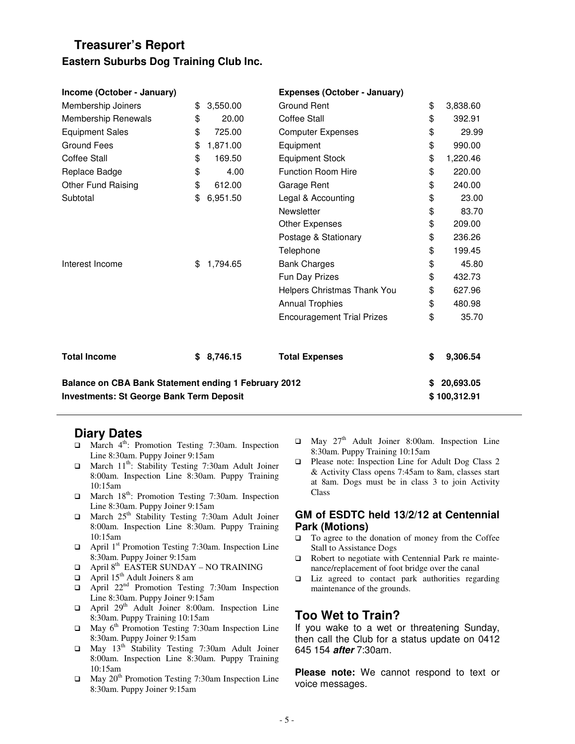## Treasurer's Report

### Eastern Suburbs Dog Training Club Inc.

| Income (October - January) | | Expenses (October - January) | |
|---|---|---|---|
| Membership Joiners | $ 3,550.00 | Ground Rent | $ 3,838.60 |
| Membership Renewals | $ 20.00 | Coffee Stall | $ 392.91 |
| Equipment Sales | $ 725.00 | Computer Expenses | $ 29.99 |
| Ground Fees | $ 1,871.00 | Equipment | $ 990.00 |
| Coffee Stall | $ 169.50 | Equipment Stock | $ 1,220.46 |
| Replace Badge | $ 4.00 | Function Room Hire | $ 220.00 |
| Other Fund Raising | $ 612.00 | Garage Rent | $ 240.00 |
| Subtotal | $ 6,951.50 | Legal & Accounting | $ 23.00 |
| | | Newsletter | $ 83.70 |
| | | Other Expenses | $ 209.00 |
| | | Postage & Stationary | $ 236.26 |
| | | Telephone | $ 199.45 |
| Interest Income | $ 1,794.65 | Bank Charges | $ 45.80 |
| | | Fun Day Prizes | $ 432.73 |
| | | Helpers Christmas Thank You | $ 627.96 |
| | | Annual Trophies | $ 480.98 |
| | | Encouragement Trial Prizes | $ 35.70 |
| **Total Income** | **$ 8,746.15** | **Total Expenses** | **$ 9,306.54** |

**Balance on CBA Bank Statement ending 1 February 2012** — **$ 20,693.05**

**Investments: St George Bank Term Deposit** — **$ 100,312.31**

## Diary Dates

- March 4th: Promotion Testing 7:30am. Inspection Line 8:30am. Puppy Joiner 9:15am
- March 11th: Stability Testing 7:30am Adult Joiner 8:00am. Inspection Line 8:30am. Puppy Training 10:15am
- March 18th: Promotion Testing 7:30am. Inspection Line 8:30am. Puppy Joiner 9:15am
- March 25th Stability Testing 7:30am Adult Joiner 8:00am. Inspection Line 8:30am. Puppy Training 10:15am
- April 1st Promotion Testing 7:30am. Inspection Line 8:30am. Puppy Joiner 9:15am
- April 8th EASTER SUNDAY – NO TRAINING
- April 15th Adult Joiners 8 am
- April 22nd Promotion Testing 7:30am Inspection Line 8:30am. Puppy Joiner 9:15am
- April 29th Adult Joiner 8:00am. Inspection Line 8:30am. Puppy Training 10:15am
- May 6th Promotion Testing 7:30am Inspection Line 8:30am. Puppy Joiner 9:15am
- May 13th Stability Testing 7:30am Adult Joiner 8:00am. Inspection Line 8:30am. Puppy Training 10:15am
- May 20th Promotion Testing 7:30am Inspection Line 8:30am. Puppy Joiner 9:15am
- May 27th Adult Joiner 8:00am. Inspection Line 8:30am. Puppy Training 10:15am
- Please note: Inspection Line for Adult Dog Class 2 & Activity Class opens 7:45am to 8am, classes start at 8am. Dogs must be in class 3 to join Activity Class

### GM of ESDTC held 13/2/12 at Centennial Park (Motions)

- To agree to the donation of money from the Coffee Stall to Assistance Dogs
- Robert to negotiate with Centennial Park re maintenance/replacement of foot bridge over the canal
- Liz agreed to contact park authorities regarding maintenance of the grounds.

## Too Wet to Train?

If you wake to a wet or threatening Sunday, then call the Club for a status update on 0412 645 154 ***after*** 7:30am.

**Please note:** We cannot respond to text or voice messages.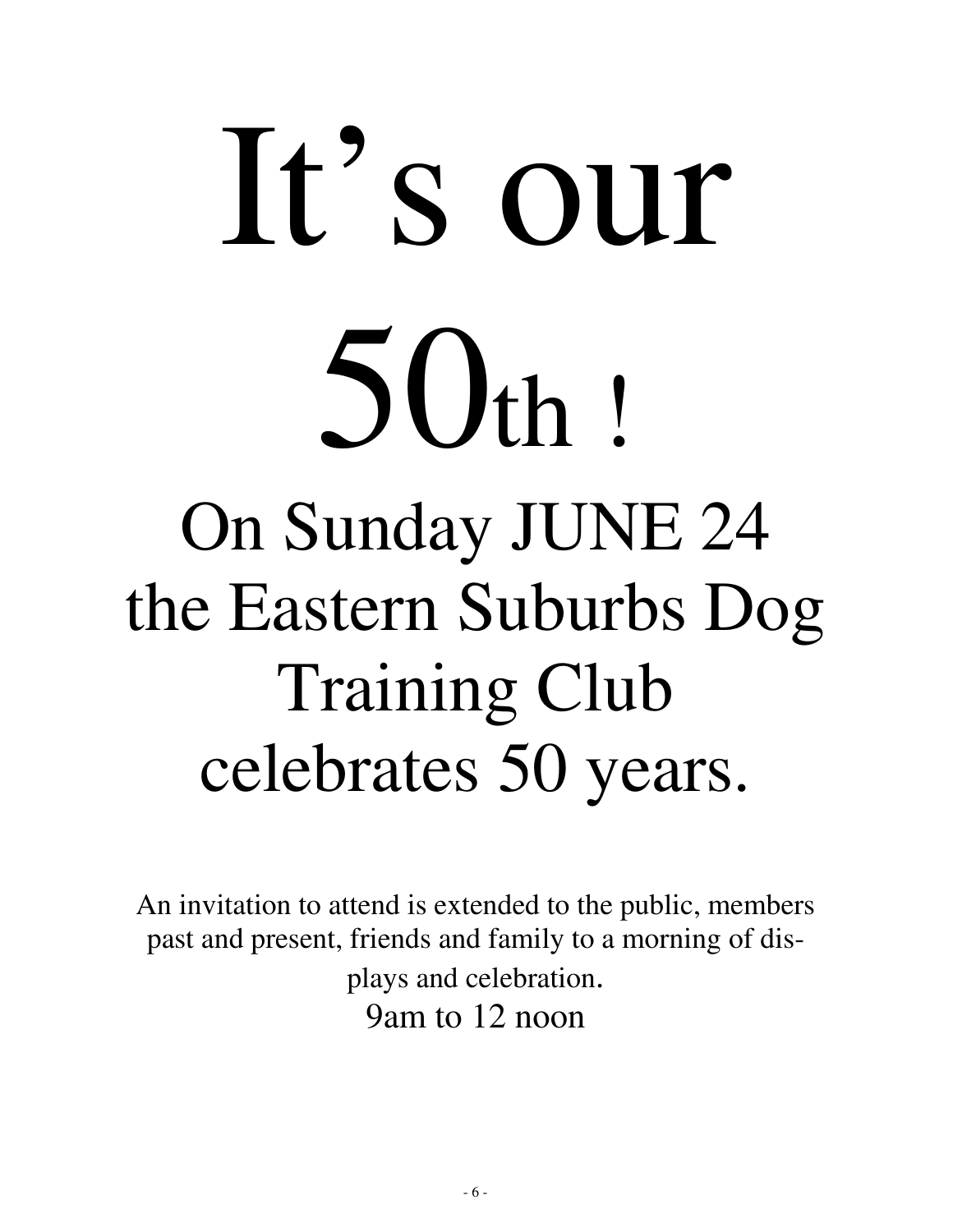# It's our 50th !

## On Sunday JUNE 24 the Eastern Suburbs Dog Training Club celebrates 50 years.

An invitation to attend is extended to the public, members past and present, friends and family to a morning of displays and celebration.

9am to 12 noon